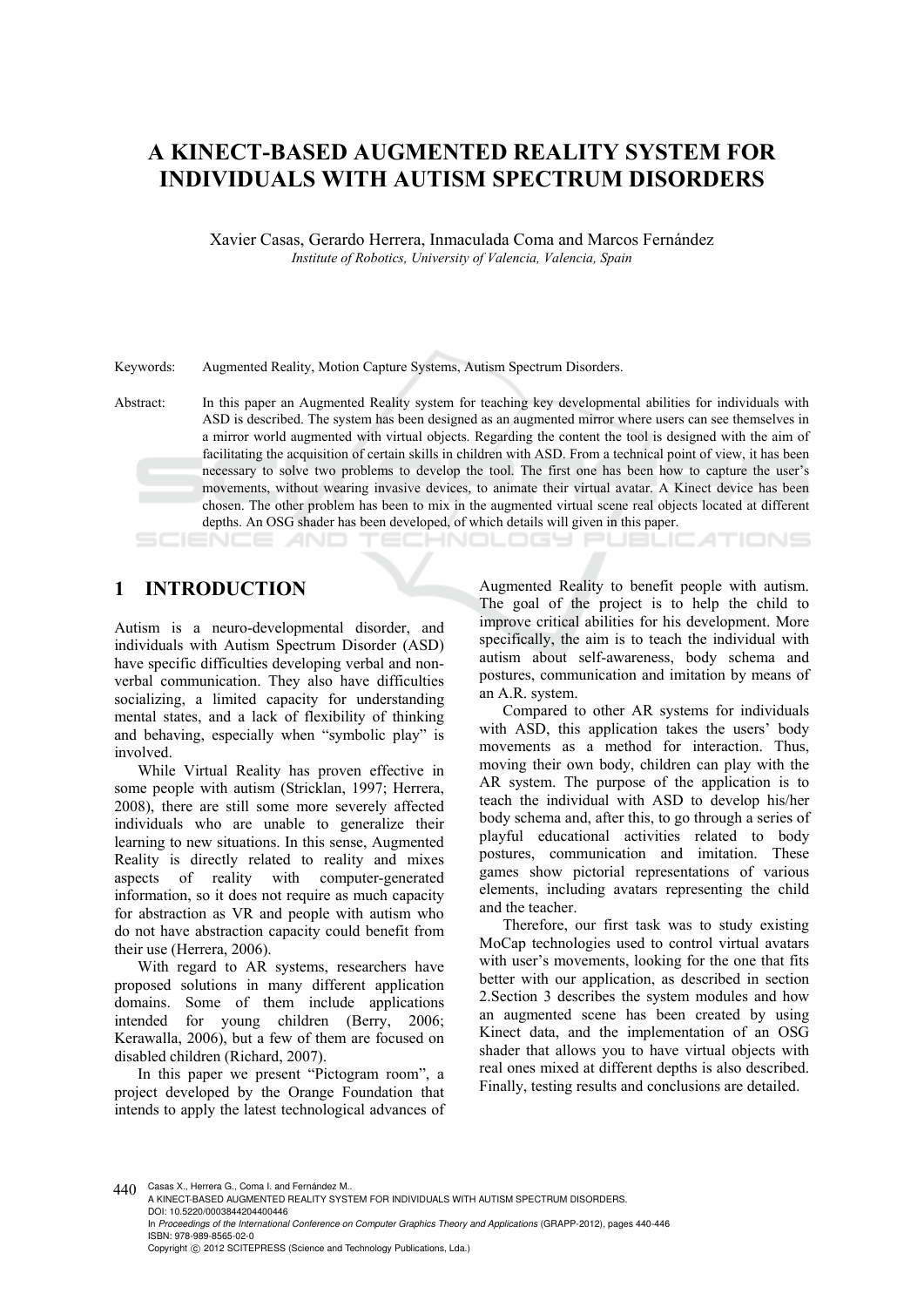# A KINECT-BASED AUGMENTED REALITY SYSTEM FOR INDIVIDUALS WITH AUTISM SPECTRUM DISORDERS

Xavier Casas, Gerardo Herrera, Inmaculada Coma and Marcos Fernández

*Institute of Robotics, University of Valencia, Valencia, Spain*

Keywords: Augmented Reality, Motion Capture Systems, Autism Spectrum Disorders.

Abstract: In this paper an Augmented Reality system for teaching key developmental abilities for individuals with ASD is described. The system has been designed as an augmented mirror where users can see themselves in a mirror world augmented with virtual objects. Regarding the content the tool is designed with the aim of facilitating the acquisition of certain skills in children with ASD. From a technical point of view, it has been necessary to solve two problems to develop the tool. The first one has been how to capture the user's movements, without wearing invasive devices, to animate their virtual avatar. A Kinect device has been chosen. The other problem has been to mix in the augmented virtual scene real objects located at different depths. An OSG shader has been developed, of which details will given in this paper.

## 1 INTRODUCTION

Autism is a neuro-developmental disorder, and individuals with Autism Spectrum Disorder (ASD) have specific difficulties developing verbal and non-verbal communication. They also have difficulties socializing, a limited capacity for understanding mental states, and a lack of flexibility of thinking and behaving, especially when "symbolic play" is involved.

While Virtual Reality has proven effective in some people with autism (Stricklan, 1997; Herrera, 2008), there are still some more severely affected individuals who are unable to generalize their learning to new situations. In this sense, Augmented Reality is directly related to reality and mixes aspects of reality with computer-generated information, so it does not require as much capacity for abstraction as VR and people with autism who do not have abstraction capacity could benefit from their use (Herrera, 2006).

With regard to AR systems, researchers have proposed solutions in many different application domains. Some of them include applications intended for young children (Berry, 2006; Kerawalla, 2006), but a few of them are focused on disabled children (Richard, 2007).

In this paper we present "Pictogram room", a project developed by the Orange Foundation that intends to apply the latest technological advances of Augmented Reality to benefit people with autism. The goal of the project is to help the child to improve critical abilities for his development. More specifically, the aim is to teach the individual with autism about self-awareness, body schema and postures, communication and imitation by means of an A.R. system.

Compared to other AR systems for individuals with ASD, this application takes the users' body movements as a method for interaction. Thus, moving their own body, children can play with the AR system. The purpose of the application is to teach the individual with ASD to develop his/her body schema and, after this, to go through a series of playful educational activities related to body postures, communication and imitation. These games show pictorial representations of various elements, including avatars representing the child and the teacher.

Therefore, our first task was to study existing MoCap technologies used to control virtual avatars with user's movements, looking for the one that fits better with our application, as described in section 2.Section 3 describes the system modules and how an augmented scene has been created by using Kinect data, and the implementation of an OSG shader that allows you to have virtual objects with real ones mixed at different depths is also described. Finally, testing results and conclusions are detailed.

Casas X., Herrera G., Coma I. and Fernández M..
A KINECT-BASED AUGMENTED REALITY SYSTEM FOR INDIVIDUALS WITH AUTISM SPECTRUM DISORDERS.
DOI: 10.5220/0003844204400446
In *Proceedings of the International Conference on Computer Graphics Theory and Applications* (GRAPP-2012), pages 440-446
ISBN: 978-989-8565-02-0
Copyright © 2012 SCITEPRESS (Science and Technology Publications, Lda.)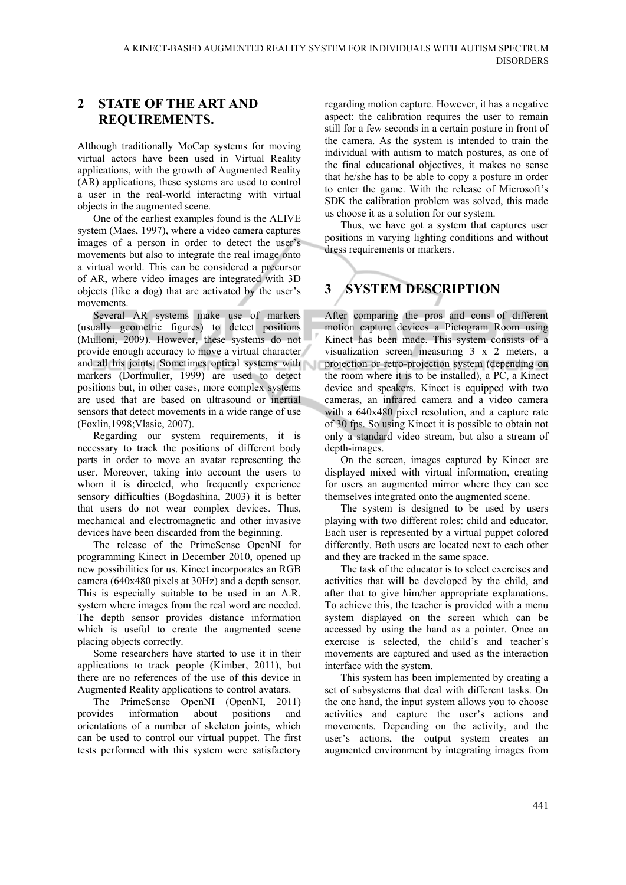## 2 STATE OF THE ART AND REQUIREMENTS.

Although traditionally MoCap systems for moving virtual actors have been used in Virtual Reality applications, with the growth of Augmented Reality (AR) applications, these systems are used to control a user in the real-world interacting with virtual objects in the augmented scene.

One of the earliest examples found is the ALIVE system (Maes, 1997), where a video camera captures images of a person in order to detect the user's movements but also to integrate the real image onto a virtual world. This can be considered a precursor of AR, where video images are integrated with 3D objects (like a dog) that are activated by the user's movements.

Several AR systems make use of markers (usually geometric figures) to detect positions (Mulloni, 2009). However, these systems do not provide enough accuracy to move a virtual character and all his joints. Sometimes optical systems with markers (Dorfmuller, 1999) are used to detect positions but, in other cases, more complex systems are used that are based on ultrasound or inertial sensors that detect movements in a wide range of use (Foxlin,1998;Vlasic, 2007).

Regarding our system requirements, it is necessary to track the positions of different body parts in order to move an avatar representing the user. Moreover, taking into account the users to whom it is directed, who frequently experience sensory difficulties (Bogdashina, 2003) it is better that users do not wear complex devices. Thus, mechanical and electromagnetic and other invasive devices have been discarded from the beginning.

The release of the PrimeSense OpenNI for programming Kinect in December 2010, opened up new possibilities for us. Kinect incorporates an RGB camera (640x480 pixels at 30Hz) and a depth sensor. This is especially suitable to be used in an A.R. system where images from the real word are needed. The depth sensor provides distance information which is useful to create the augmented scene placing objects correctly.

Some researchers have started to use it in their applications to track people (Kimber, 2011), but there are no references of the use of this device in Augmented Reality applications to control avatars.

The PrimeSense OpenNI (OpenNI, 2011) provides information about positions and orientations of a number of skeleton joints, which can be used to control our virtual puppet. The first tests performed with this system were satisfactory regarding motion capture. However, it has a negative aspect: the calibration requires the user to remain still for a few seconds in a certain posture in front of the camera. As the system is intended to train the individual with autism to match postures, as one of the final educational objectives, it makes no sense that he/she has to be able to copy a posture in order to enter the game. With the release of Microsoft's SDK the calibration problem was solved, this made us choose it as a solution for our system.

Thus, we have got a system that captures user positions in varying lighting conditions and without dress requirements or markers.

## 3 SYSTEM DESCRIPTION

After comparing the pros and cons of different motion capture devices a Pictogram Room using Kinect has been made. This system consists of a visualization screen measuring 3 x 2 meters, a projection or retro-projection system (depending on the room where it is to be installed), a PC, a Kinect device and speakers. Kinect is equipped with two cameras, an infrared camera and a video camera with a 640x480 pixel resolution, and a capture rate of 30 fps. So using Kinect it is possible to obtain not only a standard video stream, but also a stream of depth-images.

On the screen, images captured by Kinect are displayed mixed with virtual information, creating for users an augmented mirror where they can see themselves integrated onto the augmented scene.

The system is designed to be used by users playing with two different roles: child and educator. Each user is represented by a virtual puppet colored differently. Both users are located next to each other and they are tracked in the same space.

The task of the educator is to select exercises and activities that will be developed by the child, and after that to give him/her appropriate explanations. To achieve this, the teacher is provided with a menu system displayed on the screen which can be accessed by using the hand as a pointer. Once an exercise is selected, the child's and teacher's movements are captured and used as the interaction interface with the system.

This system has been implemented by creating a set of subsystems that deal with different tasks. On the one hand, the input system allows you to choose activities and capture the user's actions and movements. Depending on the activity, and the user's actions, the output system creates an augmented environment by integrating images from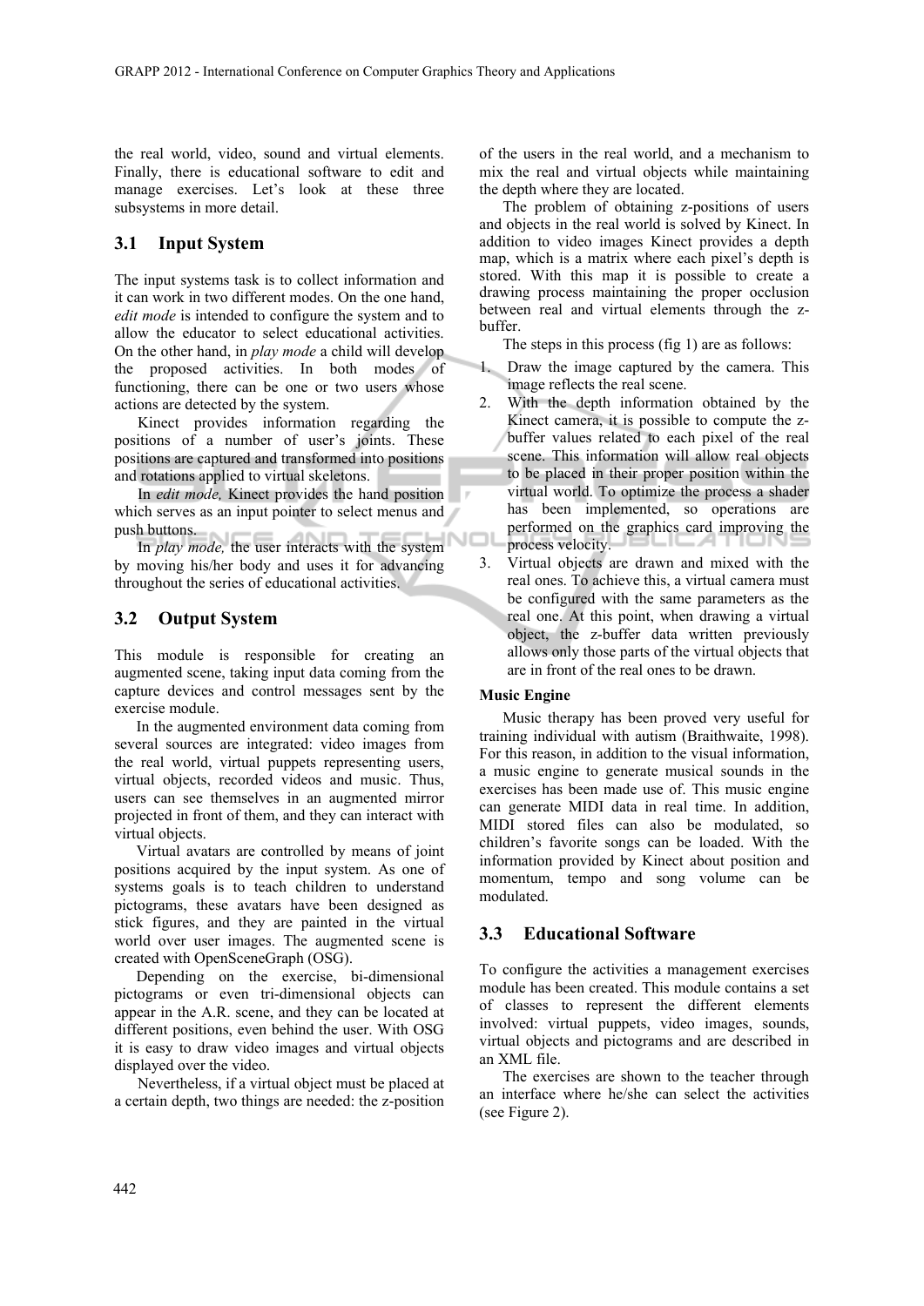the real world, video, sound and virtual elements. Finally, there is educational software to edit and manage exercises. Let's look at these three subsystems in more detail.

## 3.1 Input System

The input systems task is to collect information and it can work in two different modes. On the one hand, *edit mode* is intended to configure the system and to allow the educator to select educational activities. On the other hand, in *play mode* a child will develop the proposed activities. In both modes of functioning, there can be one or two users whose actions are detected by the system.

Kinect provides information regarding the positions of a number of user's joints. These positions are captured and transformed into positions and rotations applied to virtual skeletons.

In *edit mode,* Kinect provides the hand position which serves as an input pointer to select menus and push buttons.

In *play mode,* the user interacts with the system by moving his/her body and uses it for advancing throughout the series of educational activities.

## 3.2 Output System

This module is responsible for creating an augmented scene, taking input data coming from the capture devices and control messages sent by the exercise module.

In the augmented environment data coming from several sources are integrated: video images from the real world, virtual puppets representing users, virtual objects, recorded videos and music. Thus, users can see themselves in an augmented mirror projected in front of them, and they can interact with virtual objects.

Virtual avatars are controlled by means of joint positions acquired by the input system. As one of systems goals is to teach children to understand pictograms, these avatars have been designed as stick figures, and they are painted in the virtual world over user images. The augmented scene is created with OpenSceneGraph (OSG).

Depending on the exercise, bi-dimensional pictograms or even tri-dimensional objects can appear in the A.R. scene, and they can be located at different positions, even behind the user. With OSG it is easy to draw video images and virtual objects displayed over the video.

Nevertheless, if a virtual object must be placed at a certain depth, two things are needed: the z-position of the users in the real world, and a mechanism to mix the real and virtual objects while maintaining the depth where they are located.

The problem of obtaining z-positions of users and objects in the real world is solved by Kinect. In addition to video images Kinect provides a depth map, which is a matrix where each pixel's depth is stored. With this map it is possible to create a drawing process maintaining the proper occlusion between real and virtual elements through the z-buffer.

The steps in this process (fig 1) are as follows:

1. Draw the image captured by the camera. This image reflects the real scene.
2. With the depth information obtained by the Kinect camera, it is possible to compute the z-buffer values related to each pixel of the real scene. This information will allow real objects to be placed in their proper position within the virtual world. To optimize the process a shader has been implemented, so operations are performed on the graphics card improving the process velocity.
3. Virtual objects are drawn and mixed with the real ones. To achieve this, a virtual camera must be configured with the same parameters as the real one. At this point, when drawing a virtual object, the z-buffer data written previously allows only those parts of the virtual objects that are in front of the real ones to be drawn.

**Music Engine**

Music therapy has been proved very useful for training individual with autism (Braithwaite, 1998). For this reason, in addition to the visual information, a music engine to generate musical sounds in the exercises has been made use of. This music engine can generate MIDI data in real time. In addition, MIDI stored files can also be modulated, so children's favorite songs can be loaded. With the information provided by Kinect about position and momentum, tempo and song volume can be modulated.

## 3.3 Educational Software

To configure the activities a management exercises module has been created. This module contains a set of classes to represent the different elements involved: virtual puppets, video images, sounds, virtual objects and pictograms and are described in an XML file.

The exercises are shown to the teacher through an interface where he/she can select the activities (see Figure 2).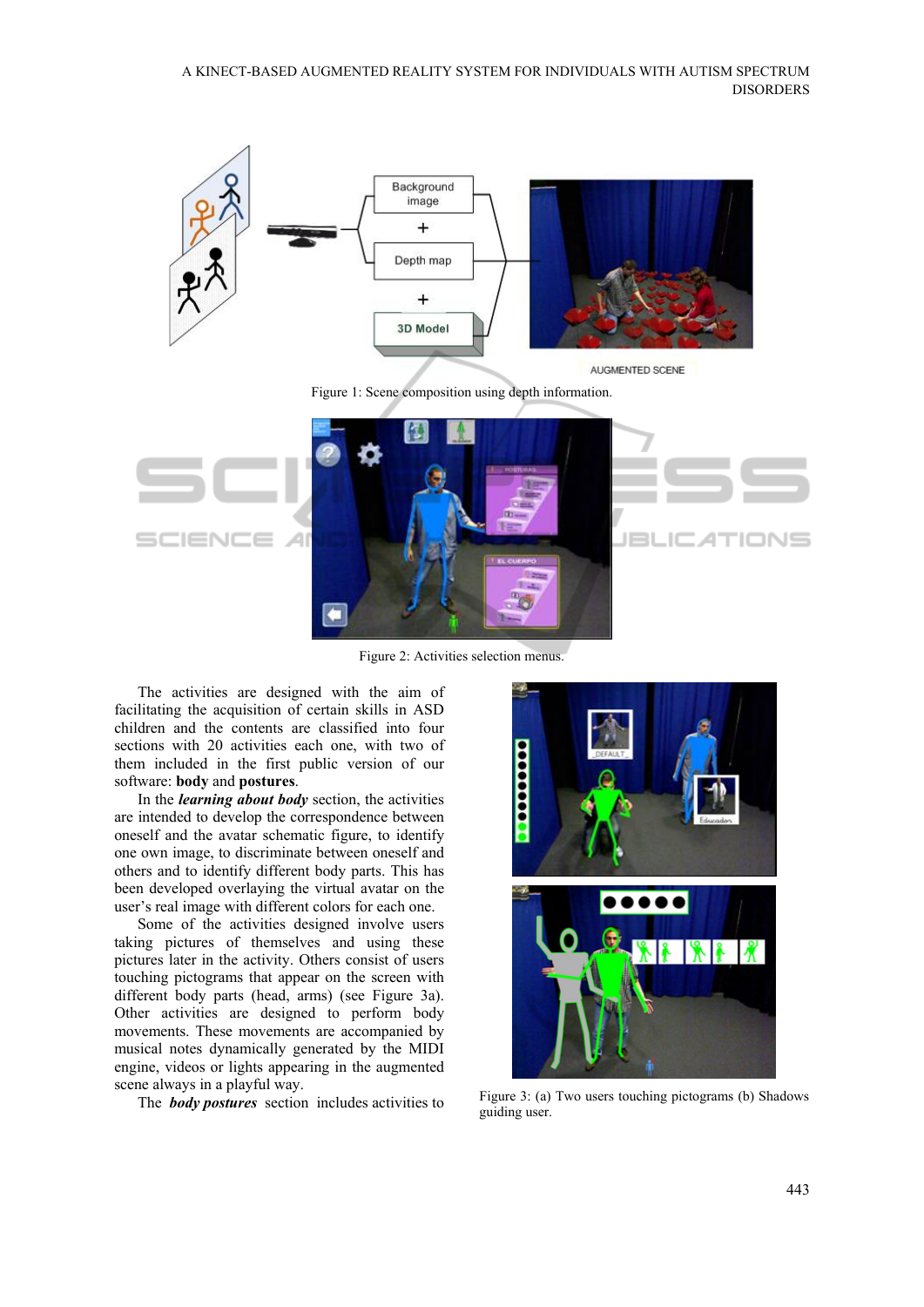Figure 1: Scene composition using depth information.

Figure 2: Activities selection menus.

The activities are designed with the aim of facilitating the acquisition of certain skills in ASD children and the contents are classified into four sections with 20 activities each one, with two of them included in the first public version of our software: **body** and **postures**.

In the ***learning about body*** section, the activities are intended to develop the correspondence between oneself and the avatar schematic figure, to identify one own image, to discriminate between oneself and others and to identify different body parts. This has been developed overlaying the virtual avatar on the user's real image with different colors for each one.

Some of the activities designed involve users taking pictures of themselves and using these pictures later in the activity. Others consist of users touching pictograms that appear on the screen with different body parts (head, arms) (see Figure 3a). Other activities are designed to perform body movements. These movements are accompanied by musical notes dynamically generated by the MIDI engine, videos or lights appearing in the augmented scene always in a playful way.

The ***body postures*** section includes activities to

Figure 3: (a) Two users touching pictograms (b) Shadows guiding user.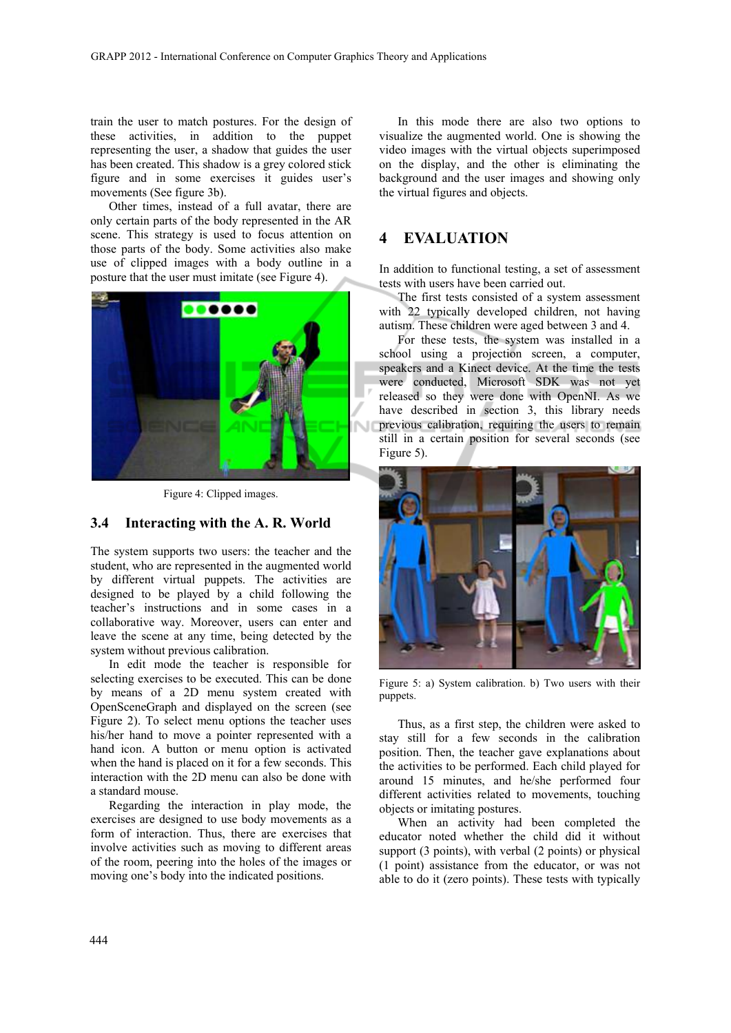train the user to match postures. For the design of these activities, in addition to the puppet representing the user, a shadow that guides the user has been created. This shadow is a grey colored stick figure and in some exercises it guides user's movements (See figure 3b).

Other times, instead of a full avatar, there are only certain parts of the body represented in the AR scene. This strategy is used to focus attention on those parts of the body. Some activities also make use of clipped images with a body outline in a posture that the user must imitate (see Figure 4).

Figure 4: Clipped images.

### 3.4 Interacting with the A. R. World

The system supports two users: the teacher and the student, who are represented in the augmented world by different virtual puppets. The activities are designed to be played by a child following the teacher's instructions and in some cases in a collaborative way. Moreover, users can enter and leave the scene at any time, being detected by the system without previous calibration.

In edit mode the teacher is responsible for selecting exercises to be executed. This can be done by means of a 2D menu system created with OpenSceneGraph and displayed on the screen (see Figure 2). To select menu options the teacher uses his/her hand to move a pointer represented with a hand icon. A button or menu option is activated when the hand is placed on it for a few seconds. This interaction with the 2D menu can also be done with a standard mouse.

Regarding the interaction in play mode, the exercises are designed to use body movements as a form of interaction. Thus, there are exercises that involve activities such as moving to different areas of the room, peering into the holes of the images or moving one's body into the indicated positions.

In this mode there are also two options to visualize the augmented world. One is showing the video images with the virtual objects superimposed on the display, and the other is eliminating the background and the user images and showing only the virtual figures and objects.

## 4 EVALUATION

In addition to functional testing, a set of assessment tests with users have been carried out.

The first tests consisted of a system assessment with 22 typically developed children, not having autism. These children were aged between 3 and 4.

For these tests, the system was installed in a school using a projection screen, a computer, speakers and a Kinect device. At the time the tests were conducted, Microsoft SDK was not yet released so they were done with OpenNI. As we have described in section 3, this library needs previous calibration, requiring the users to remain still in a certain position for several seconds (see Figure 5).

Figure 5: a) System calibration. b) Two users with their puppets.

Thus, as a first step, the children were asked to stay still for a few seconds in the calibration position. Then, the teacher gave explanations about the activities to be performed. Each child played for around 15 minutes, and he/she performed four different activities related to movements, touching objects or imitating postures.

When an activity had been completed the educator noted whether the child did it without support (3 points), with verbal (2 points) or physical (1 point) assistance from the educator, or was not able to do it (zero points). These tests with typically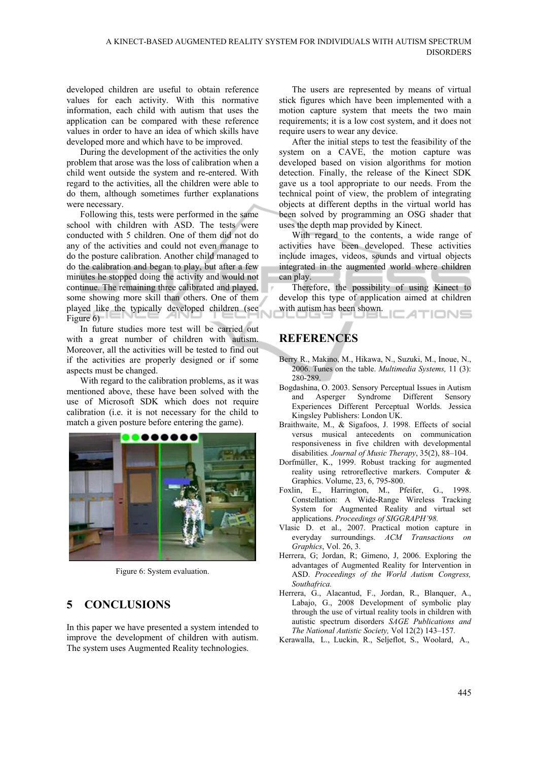developed children are useful to obtain reference values for each activity. With this normative information, each child with autism that uses the application can be compared with these reference values in order to have an idea of which skills have developed more and which have to be improved.

During the development of the activities the only problem that arose was the loss of calibration when a child went outside the system and re-entered. With regard to the activities, all the children were able to do them, although sometimes further explanations were necessary.

Following this, tests were performed in the same school with children with ASD. The tests were conducted with 5 children. One of them did not do any of the activities and could not even manage to do the posture calibration. Another child managed to do the calibration and began to play, but after a few minutes he stopped doing the activity and would not continue. The remaining three calibrated and played, some showing more skill than others. One of them played like the typically developed children (see Figure 6)

In future studies more test will be carried out with a great number of children with autism. Moreover, all the activities will be tested to find out if the activities are properly designed or if some aspects must be changed.

With regard to the calibration problems, as it was mentioned above, these have been solved with the use of Microsoft SDK which does not require calibration (i.e. it is not necessary for the child to match a given posture before entering the game).

Figure 6: System evaluation.

## 5 CONCLUSIONS

In this paper we have presented a system intended to improve the development of children with autism. The system uses Augmented Reality technologies.

The users are represented by means of virtual stick figures which have been implemented with a motion capture system that meets the two main requirements; it is a low cost system, and it does not require users to wear any device.

After the initial steps to test the feasibility of the system on a CAVE, the motion capture was developed based on vision algorithms for motion detection. Finally, the release of the Kinect SDK gave us a tool appropriate to our needs. From the technical point of view, the problem of integrating objects at different depths in the virtual world has been solved by programming an OSG shader that uses the depth map provided by Kinect.

With regard to the contents, a wide range of activities have been developed. These activities include images, videos, sounds and virtual objects integrated in the augmented world where children can play.

Therefore, the possibility of using Kinect to develop this type of application aimed at children with autism has been shown.

## REFERENCES

Berry R., Makino, M., Hikawa, N., Suzuki, M., Inoue, N., 2006. Tunes on the table. *Multimedia Systems,* 11 (3): 280-289.

Bogdashina, O. 2003. Sensory Perceptual Issues in Autism and Asperger Syndrome Different Sensory Experiences Different Perceptual Worlds. Jessica Kingsley Publishers: London UK.

Braithwaite, M., & Sigafoos, J. 1998. Effects of social versus musical antecedents on communication responsiveness in five children with developmental disabilities. *Journal of Music Therapy*, 35(2), 88–104.

Dorfmüller, K., 1999. Robust tracking for augmented reality using retroreflective markers. Computer & Graphics. Volume, 23, 6, 795-800.

Foxlin, E., Harrington, M., Pfeifer, G., 1998. Constellation: A Wide-Range Wireless Tracking System for Augmented Reality and virtual set applications. *Proceedings of SIGGRAPH'98.*

Vlasic D. et al., 2007. Practical motion capture in everyday surroundings. *ACM Transactions on Graphics*, Vol. 26, 3.

Herrera, G; Jordan, R; Gimeno, J, 2006. Exploring the advantages of Augmented Reality for Intervention in ASD. *Proceedings of the World Autism Congress, Southafrica.*

Herrera, G., Alacantud, F., Jordan, R., Blanquer, A., Labajo, G., 2008 Development of symbolic play through the use of virtual reality tools in children with autistic spectrum disorders *SAGE Publications and The National Autistic Society,* Vol 12(2) 143–157.

Kerawalla, L., Luckin, R., Seljeflot, S., Woolard, A.,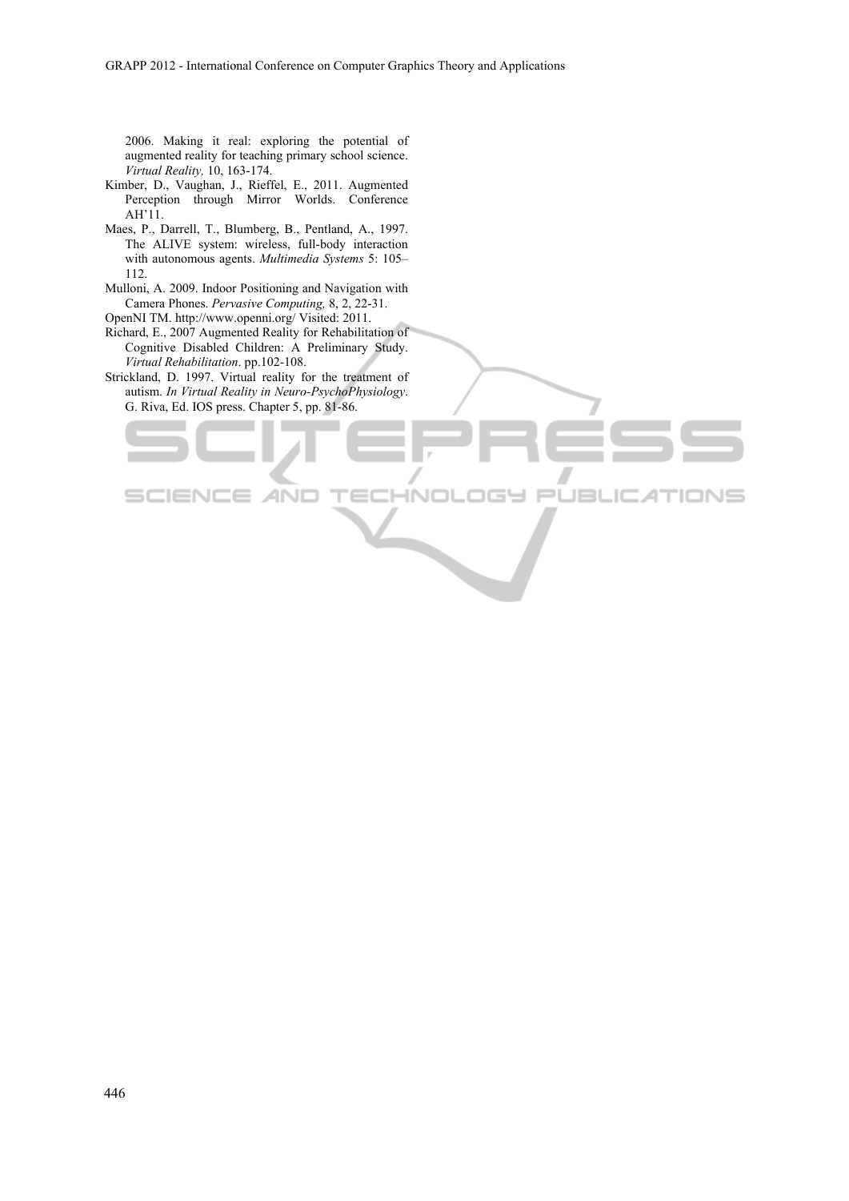2006. Making it real: exploring the potential of augmented reality for teaching primary school science. *Virtual Reality,* 10, 163-174.

Kimber, D., Vaughan, J., Rieffel, E., 2011. Augmented Perception through Mirror Worlds. Conference AH'11.

Maes, P., Darrell, T., Blumberg, B., Pentland, A., 1997. The ALIVE system: wireless, full-body interaction with autonomous agents. *Multimedia Systems* 5: 105–112.

Mulloni, A. 2009. Indoor Positioning and Navigation with Camera Phones. *Pervasive Computing,* 8, 2, 22-31.

OpenNI TM. http://www.openni.org/ Visited: 2011.

Richard, E., 2007 Augmented Reality for Rehabilitation of Cognitive Disabled Children: A Preliminary Study. *Virtual Rehabilitation*. pp.102-108.

Strickland, D. 1997. Virtual reality for the treatment of autism. *In Virtual Reality in Neuro-PsychoPhysiology*. G. Riva, Ed. IOS press. Chapter 5, pp. 81-86.